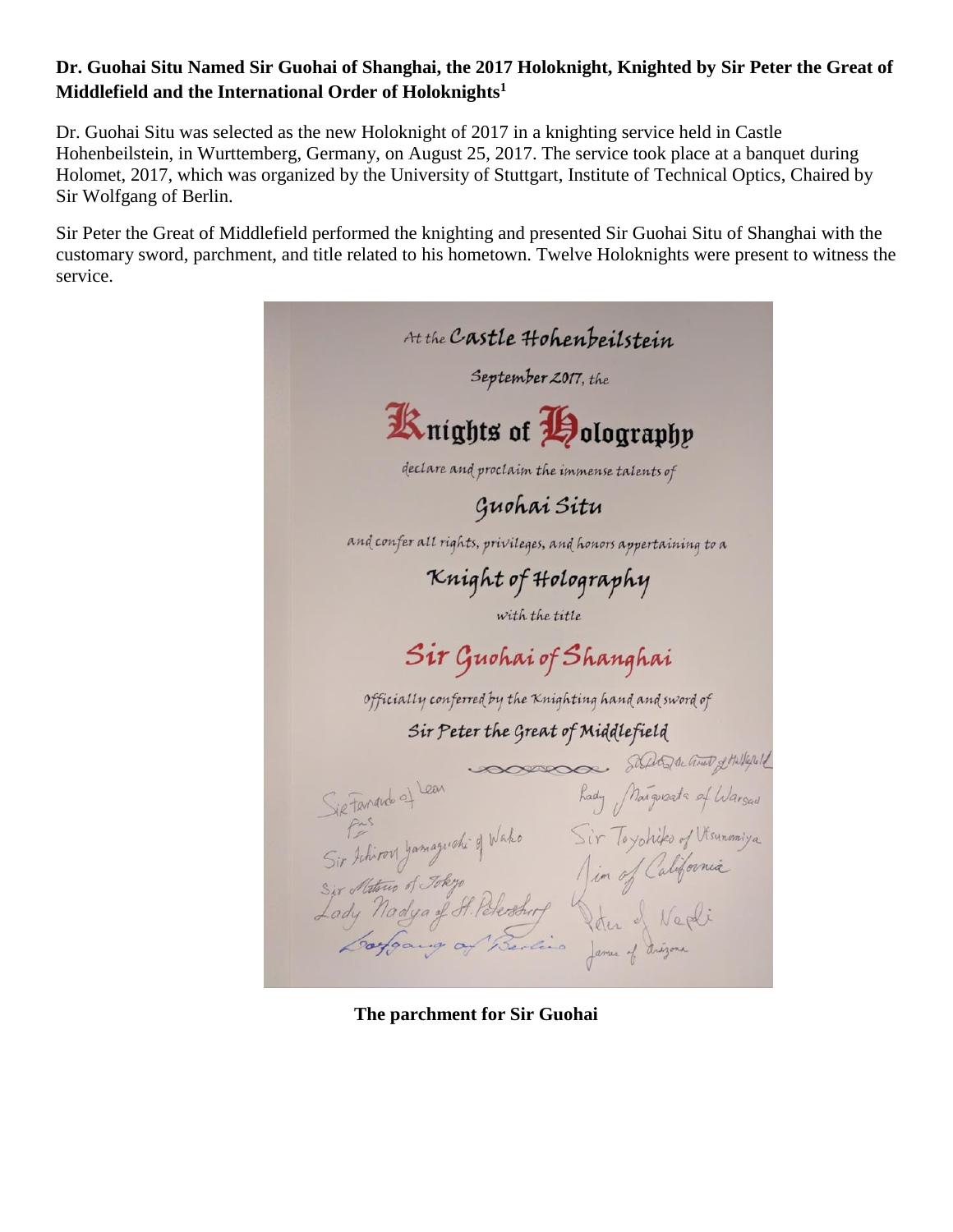**Dr. Guohai Situ Named Sir Guohai of Shanghai, the 2017 Holoknight, Knighted by Sir Peter the Great of Middlefield and the International Order of Holoknights[1]**

Dr. Guohai Situ was selected as the new Holoknight of 2017 in a knighting service held in Castle Hohenbeilstein, in Wurttemberg, Germany, on August 25, 2017. The service took place at a banquet during Holomet, 2017, which was organized by the University of Stuttgart, Institute of Technical Optics, Chaired by Sir Wolfgang of Berlin.

Sir Peter the Great of Middlefield performed the knighting and presented Sir Guohai Situ of Shanghai with the customary sword, parchment, and title related to his hometown. Twelve Holoknights were present to witness the service.

At the Castle Hohenbeilstein

September 2017, the

Knights of Holography

declare and proclaim the immense talents of

Guohai Situ

and confer all rights, privileges, and honors appertaining to a

Knight of Holography

with the title

Sir Guohai of Shanghai

officially conferred by the Knighting hand and sword of

Sir Peter the Great of Middlefield

Sir Peter the Great of Middlefield

Sir Fernando of Leon

Lady Margarete of Warsaw

Sir Ichirou Yamaguchi of Wako

Sir Toyohiko of Utsunomiya

Sir Mitsuo of Tokyo

Jim of California

Lady Nadya of St. Petersburg

Peter of Nepli

Wolfgang of Berlin

James of Arizona

**The parchment for Sir Guohai**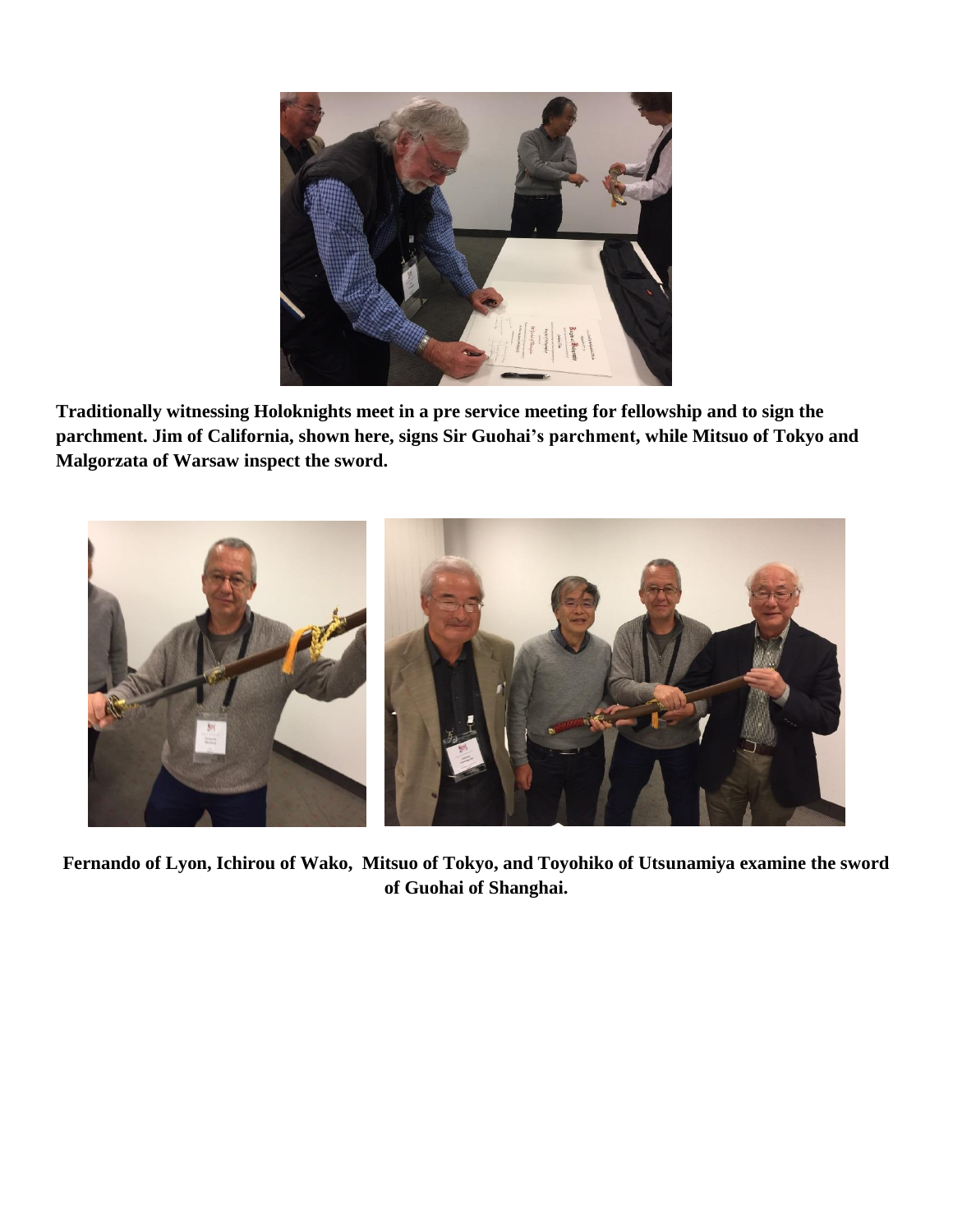**Traditionally witnessing Holoknights meet in a pre service meeting for fellowship and to sign the parchment. Jim of California, shown here, signs Sir Guohai's parchment, while Mitsuo of Tokyo and Malgorzata of Warsaw inspect the sword.**

**Fernando of Lyon, Ichirou of Wako, Mitsuo of Tokyo, and Toyohiko of Utsunamiya examine the sword of Guohai of Shanghai.**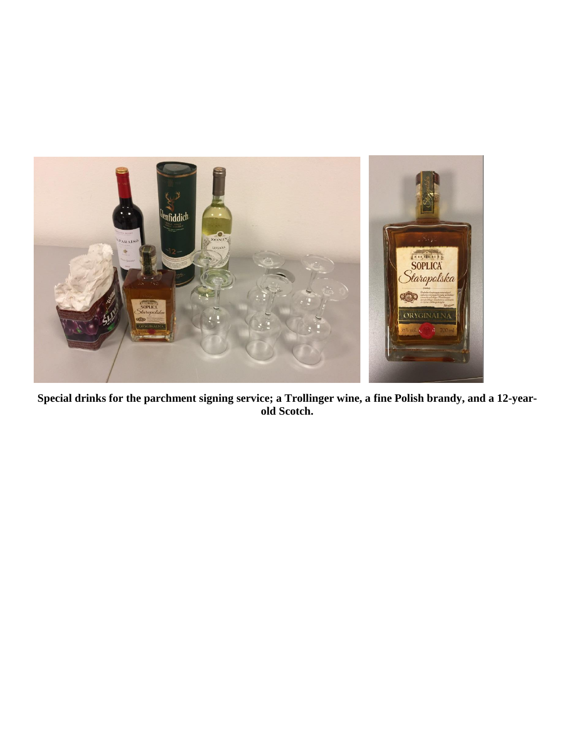**Special drinks for the parchment signing service; a Trollinger wine, a fine Polish brandy, and a 12-year-old Scotch.**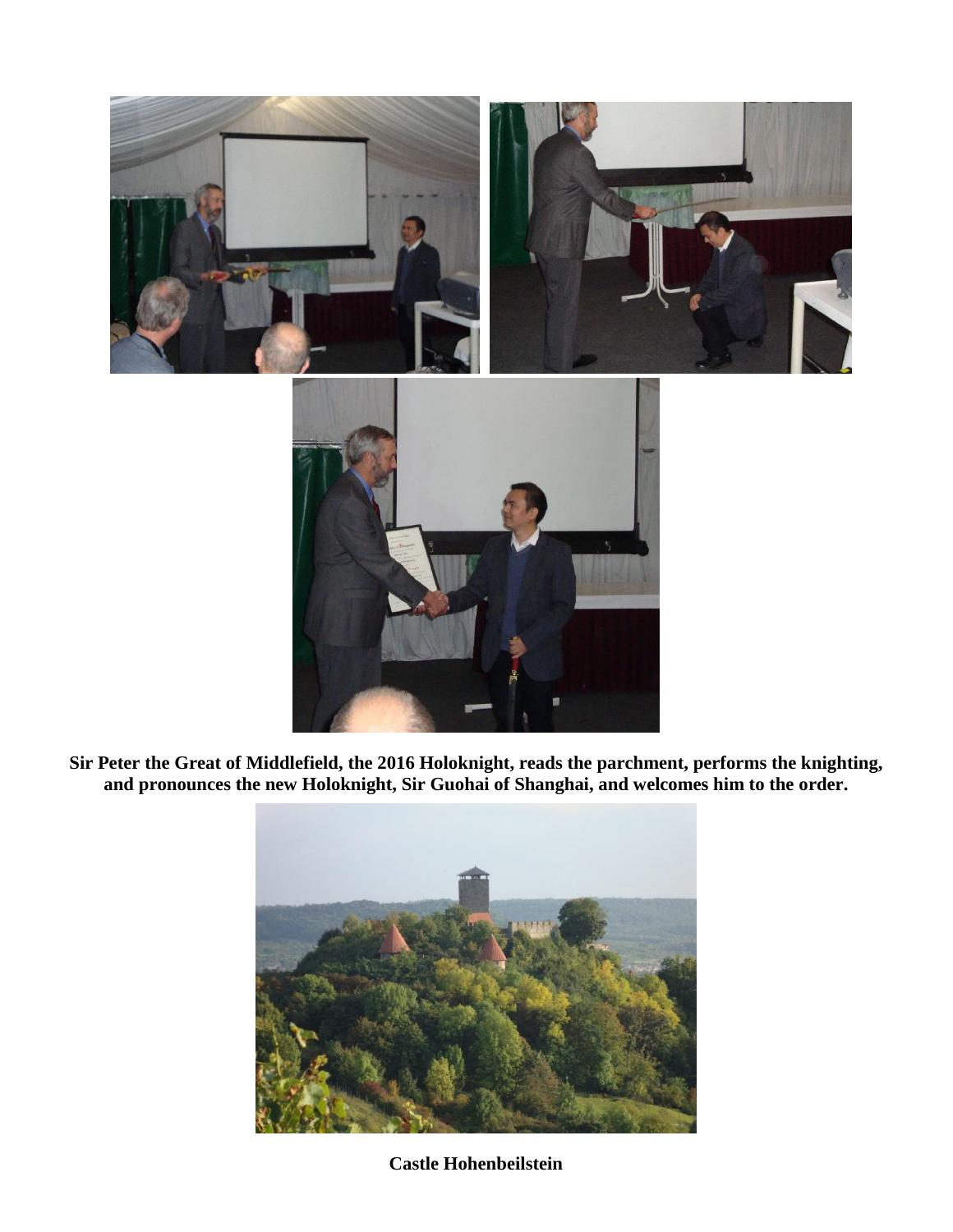**Sir Peter the Great of Middlefield, the 2016 Holoknight, reads the parchment, performs the knighting, and pronounces the new Holoknight, Sir Guohai of Shanghai, and welcomes him to the order.**

**Castle Hohenbeilstein**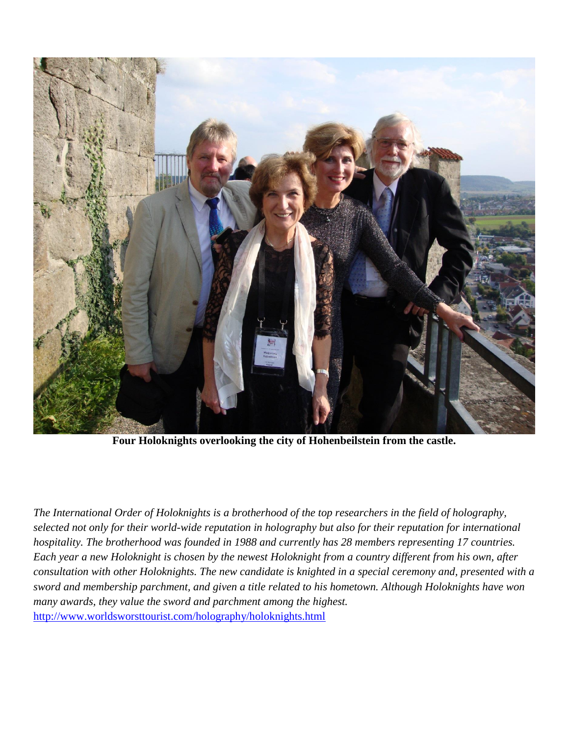**Four Holoknights overlooking the city of Hohenbeilstein from the castle.**

*The International Order of Holoknights is a brotherhood of the top researchers in the field of holography, selected not only for their world-wide reputation in holography but also for their reputation for international hospitality. The brotherhood was founded in 1988 and currently has 28 members representing 17 countries. Each year a new Holoknight is chosen by the newest Holoknight from a country different from his own, after consultation with other Holoknights. The new candidate is knighted in a special ceremony and, presented with a sword and membership parchment, and given a title related to his hometown. Although Holoknights have won many awards, they value the sword and parchment among the highest.*

http://www.worldsworsttourist.com/holography/holoknights.html